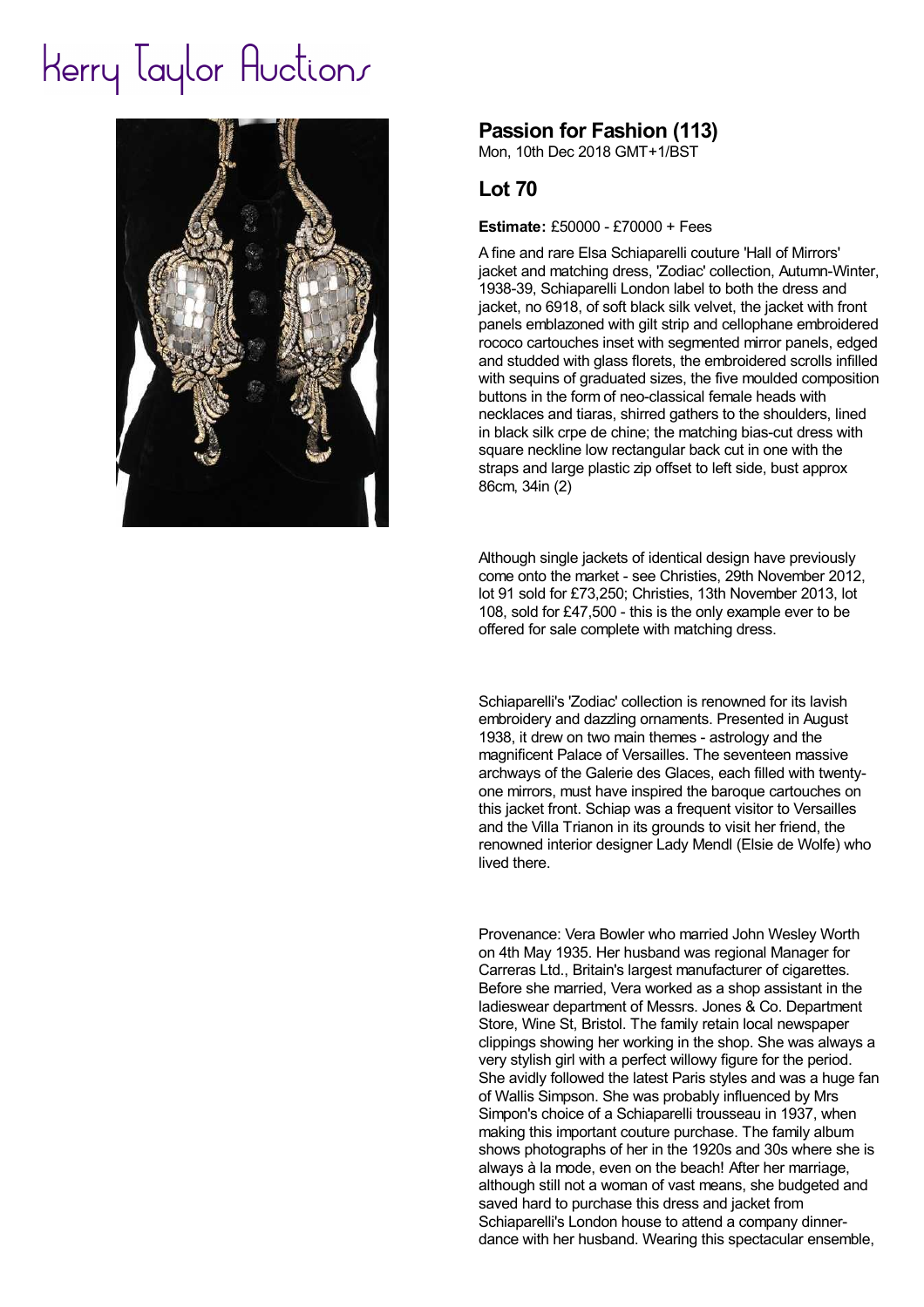# Kerry Taylor Auctions

## Passion for Fashion (113)

Mon, 10th Dec 2018 GMT+1/BST

## Lot 70

**Estimate:** £50000 - £70000 + Fees

A fine and rare Elsa Schiaparelli couture 'Hall of Mirrors' jacket and matching dress, 'Zodiac' collection, Autumn-Winter, 1938-39, Schiaparelli London label to both the dress and jacket, no 6918, of soft black silk velvet, the jacket with front panels emblazoned with gilt strip and cellophane embroidered rococo cartouches inset with segmented mirror panels, edged and studded with glass florets, the embroidered scrolls infilled with sequins of graduated sizes, the five moulded composition buttons in the form of neo-classical female heads with necklaces and tiaras, shirred gathers to the shoulders, lined in black silk crpe de chine; the matching bias-cut dress with square neckline low rectangular back cut in one with the straps and large plastic zip offset to left side, bust approx 86cm, 34in (2)

Although single jackets of identical design have previously come onto the market - see Christies, 29th November 2012, lot 91 sold for £73,250; Christies, 13th November 2013, lot 108, sold for £47,500 - this is the only example ever to be offered for sale complete with matching dress.

Schiaparelli's 'Zodiac' collection is renowned for its lavish embroidery and dazzling ornaments. Presented in August 1938, it drew on two main themes - astrology and the magnificent Palace of Versailles. The seventeen massive archways of the Galerie des Glaces, each filled with twenty-one mirrors, must have inspired the baroque cartouches on this jacket front. Schiap was a frequent visitor to Versailles and the Villa Trianon in its grounds to visit her friend, the renowned interior designer Lady Mendl (Elsie de Wolfe) who lived there.

Provenance: Vera Bowler who married John Wesley Worth on 4th May 1935. Her husband was regional Manager for Carreras Ltd., Britain's largest manufacturer of cigarettes. Before she married, Vera worked as a shop assistant in the ladieswear department of Messrs. Jones & Co. Department Store, Wine St, Bristol. The family retain local newspaper clippings showing her working in the shop. She was always a very stylish girl with a perfect willowy figure for the period. She avidly followed the latest Paris styles and was a huge fan of Wallis Simpson. She was probably influenced by Mrs Simpon's choice of a Schiaparelli trousseau in 1937, when making this important couture purchase. The family album shows photographs of her in the 1920s and 30s where she is always à la mode, even on the beach! After her marriage, although still not a woman of vast means, she budgeted and saved hard to purchase this dress and jacket from Schiaparelli's London house to attend a company dinner-dance with her husband. Wearing this spectacular ensemble,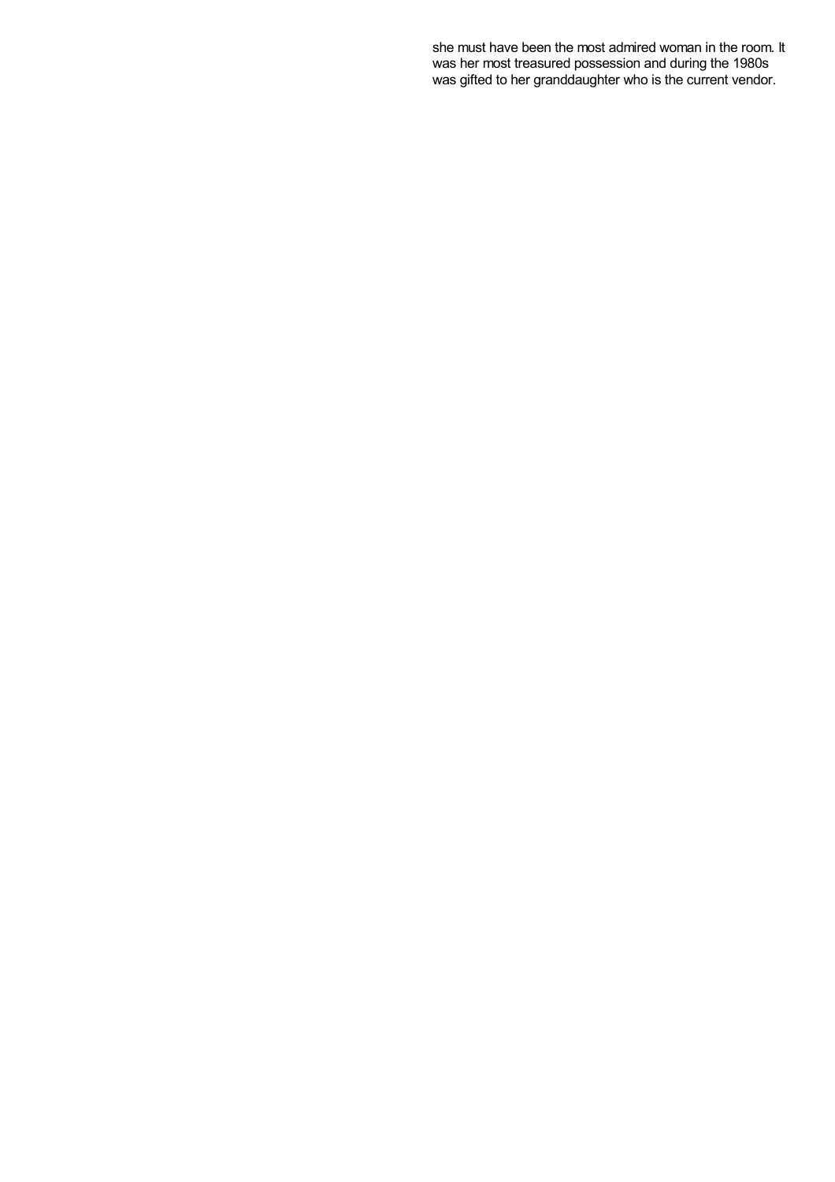she must have been the most admired woman in the room. It was her most treasured possession and during the 1980s was gifted to her granddaughter who is the current vendor.